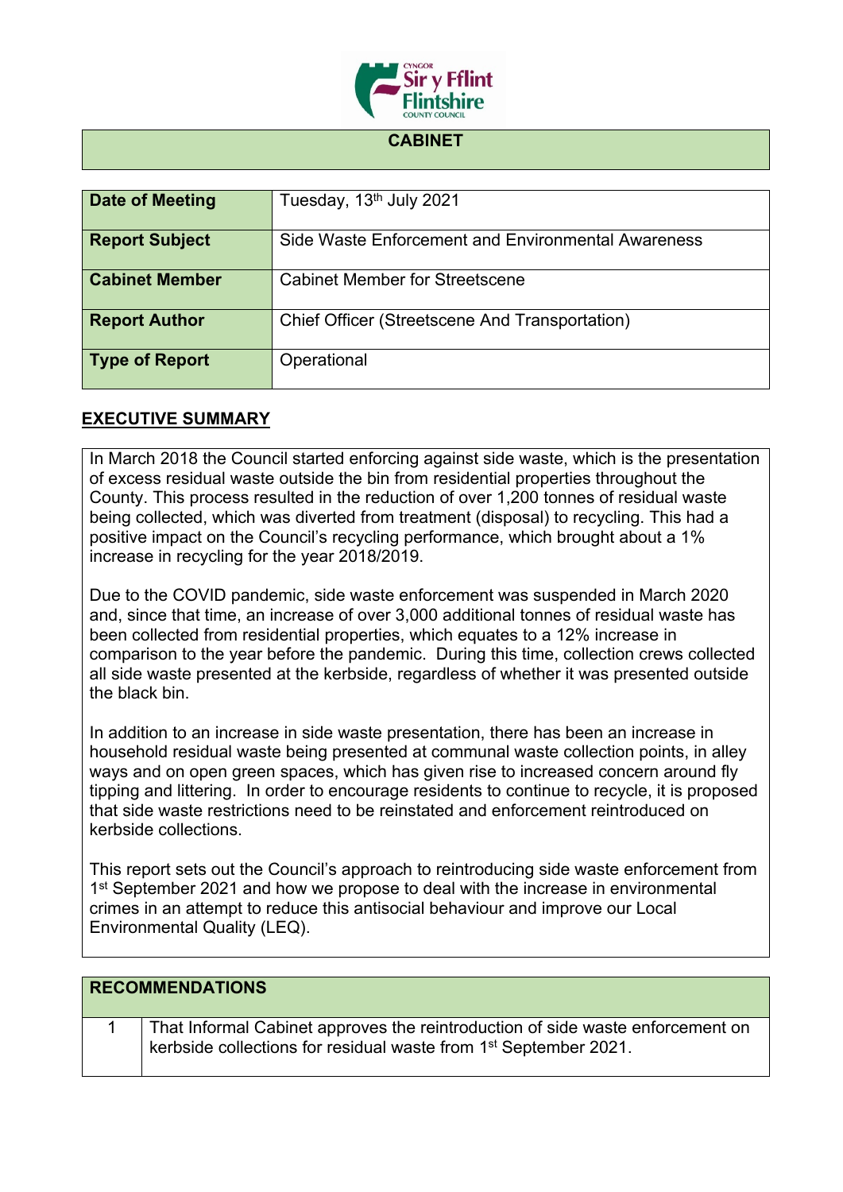# CABINET

| Date of Meeting | Tuesday, 13th July 2021 |
|---|---|
| Report Subject | Side Waste Enforcement and Environmental Awareness |
| Cabinet Member | Cabinet Member for Streetscene |
| Report Author | Chief Officer (Streetscene And Transportation) |
| Type of Report | Operational |

## EXECUTIVE SUMMARY

In March 2018 the Council started enforcing against side waste, which is the presentation of excess residual waste outside the bin from residential properties throughout the County. This process resulted in the reduction of over 1,200 tonnes of residual waste being collected, which was diverted from treatment (disposal) to recycling. This had a positive impact on the Council's recycling performance, which brought about a 1% increase in recycling for the year 2018/2019.

Due to the COVID pandemic, side waste enforcement was suspended in March 2020 and, since that time, an increase of over 3,000 additional tonnes of residual waste has been collected from residential properties, which equates to a 12% increase in comparison to the year before the pandemic. During this time, collection crews collected all side waste presented at the kerbside, regardless of whether it was presented outside the black bin.

In addition to an increase in side waste presentation, there has been an increase in household residual waste being presented at communal waste collection points, in alley ways and on open green spaces, which has given rise to increased concern around fly tipping and littering. In order to encourage residents to continue to recycle, it is proposed that side waste restrictions need to be reinstated and enforcement reintroduced on kerbside collections.

This report sets out the Council's approach to reintroducing side waste enforcement from 1st September 2021 and how we propose to deal with the increase in environmental crimes in an attempt to reduce this antisocial behaviour and improve our Local Environmental Quality (LEQ).

| RECOMMENDATIONS | |
|---|---|
| 1 | That Informal Cabinet approves the reintroduction of side waste enforcement on kerbside collections for residual waste from 1st September 2021. |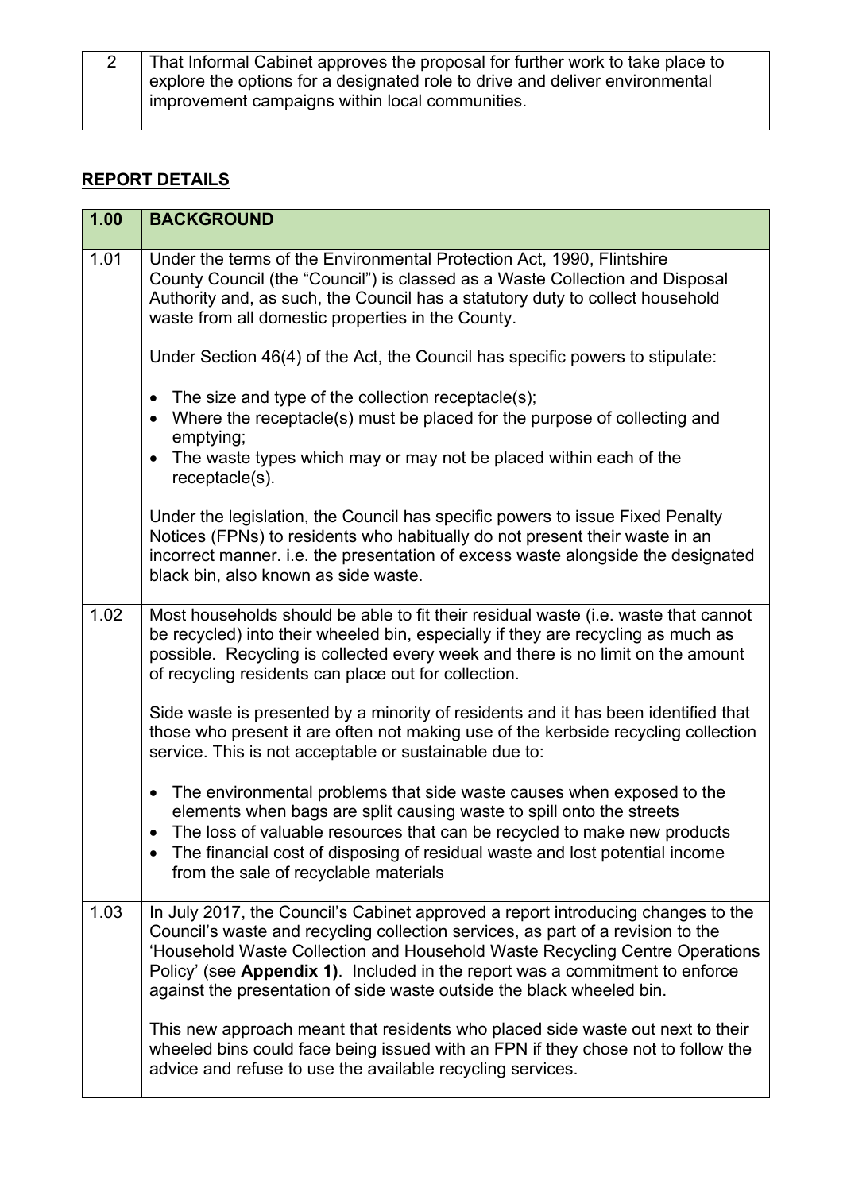| 2 | That Informal Cabinet approves the proposal for further work to take place to explore the options for a designated role to drive and deliver environmental improvement campaigns within local communities. |
|---|---|

## REPORT DETAILS

| 1.00 | BACKGROUND |
|---|---|
| 1.01 | Under the terms of the Environmental Protection Act, 1990, Flintshire County Council (the "Council") is classed as a Waste Collection and Disposal Authority and, as such, the Council has a statutory duty to collect household waste from all domestic properties in the County.<br><br>Under Section 46(4) of the Act, the Council has specific powers to stipulate:<br><br>• The size and type of the collection receptacle(s);<br>• Where the receptacle(s) must be placed for the purpose of collecting and emptying;<br>• The waste types which may or may not be placed within each of the receptacle(s).<br><br>Under the legislation, the Council has specific powers to issue Fixed Penalty Notices (FPNs) to residents who habitually do not present their waste in an incorrect manner. i.e. the presentation of excess waste alongside the designated black bin, also known as side waste. |
| 1.02 | Most households should be able to fit their residual waste (i.e. waste that cannot be recycled) into their wheeled bin, especially if they are recycling as much as possible. Recycling is collected every week and there is no limit on the amount of recycling residents can place out for collection.<br><br>Side waste is presented by a minority of residents and it has been identified that those who present it are often not making use of the kerbside recycling collection service. This is not acceptable or sustainable due to:<br><br>• The environmental problems that side waste causes when exposed to the elements when bags are split causing waste to spill onto the streets<br>• The loss of valuable resources that can be recycled to make new products<br>• The financial cost of disposing of residual waste and lost potential income from the sale of recyclable materials |
| 1.03 | In July 2017, the Council's Cabinet approved a report introducing changes to the Council's waste and recycling collection services, as part of a revision to the 'Household Waste Collection and Household Waste Recycling Centre Operations Policy' (see **Appendix 1)**. Included in the report was a commitment to enforce against the presentation of side waste outside the black wheeled bin.<br><br>This new approach meant that residents who placed side waste out next to their wheeled bins could face being issued with an FPN if they chose not to follow the advice and refuse to use the available recycling services. |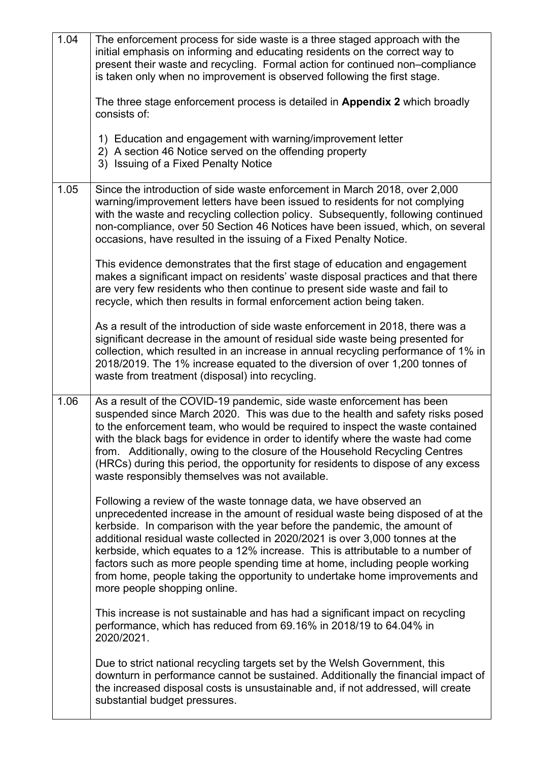| | |
|---|---|
| 1.04 | The enforcement process for side waste is a three staged approach with the initial emphasis on informing and educating residents on the correct way to present their waste and recycling. Formal action for continued non–compliance is taken only when no improvement is observed following the first stage.<br><br>The three stage enforcement process is detailed in **Appendix 2** which broadly consists of:<br><br>1) Education and engagement with warning/improvement letter<br>2) A section 46 Notice served on the offending property<br>3) Issuing of a Fixed Penalty Notice |
| 1.05 | Since the introduction of side waste enforcement in March 2018, over 2,000 warning/improvement letters have been issued to residents for not complying with the waste and recycling collection policy. Subsequently, following continued non-compliance, over 50 Section 46 Notices have been issued, which, on several occasions, have resulted in the issuing of a Fixed Penalty Notice.<br><br>This evidence demonstrates that the first stage of education and engagement makes a significant impact on residents' waste disposal practices and that there are very few residents who then continue to present side waste and fail to recycle, which then results in formal enforcement action being taken.<br><br>As a result of the introduction of side waste enforcement in 2018, there was a significant decrease in the amount of residual side waste being presented for collection, which resulted in an increase in annual recycling performance of 1% in 2018/2019. The 1% increase equated to the diversion of over 1,200 tonnes of waste from treatment (disposal) into recycling. |
| 1.06 | As a result of the COVID-19 pandemic, side waste enforcement has been suspended since March 2020. This was due to the health and safety risks posed to the enforcement team, who would be required to inspect the waste contained with the black bags for evidence in order to identify where the waste had come from. Additionally, owing to the closure of the Household Recycling Centres (HRCs) during this period, the opportunity for residents to dispose of any excess waste responsibly themselves was not available.<br><br>Following a review of the waste tonnage data, we have observed an unprecedented increase in the amount of residual waste being disposed of at the kerbside. In comparison with the year before the pandemic, the amount of additional residual waste collected in 2020/2021 is over 3,000 tonnes at the kerbside, which equates to a 12% increase. This is attributable to a number of factors such as more people spending time at home, including people working from home, people taking the opportunity to undertake home improvements and more people shopping online.<br><br>This increase is not sustainable and has had a significant impact on recycling performance, which has reduced from 69.16% in 2018/19 to 64.04% in 2020/2021.<br><br>Due to strict national recycling targets set by the Welsh Government, this downturn in performance cannot be sustained. Additionally the financial impact of the increased disposal costs is unsustainable and, if not addressed, will create substantial budget pressures. |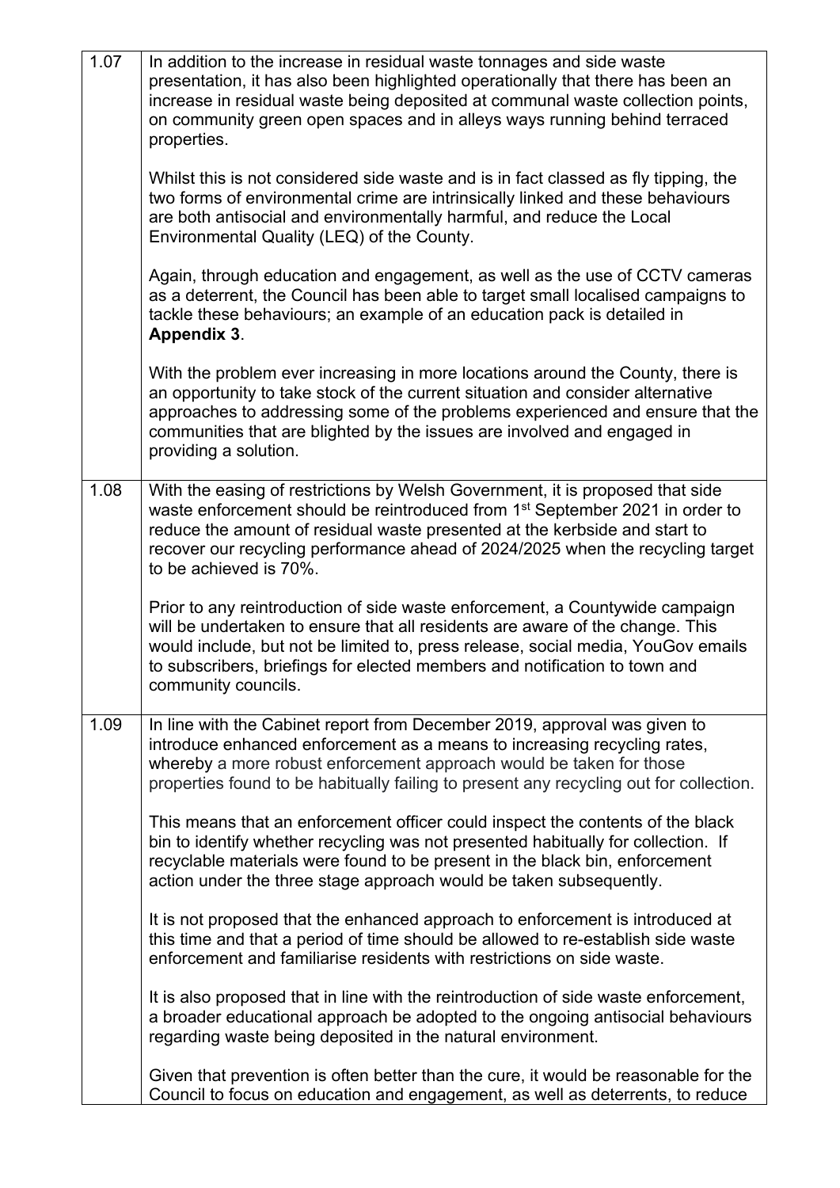| | |
|---|---|
| 1.07 | In addition to the increase in residual waste tonnages and side waste presentation, it has also been highlighted operationally that there has been an increase in residual waste being deposited at communal waste collection points, on community green open spaces and in alleys ways running behind terraced properties.<br><br>Whilst this is not considered side waste and is in fact classed as fly tipping, the two forms of environmental crime are intrinsically linked and these behaviours are both antisocial and environmentally harmful, and reduce the Local Environmental Quality (LEQ) of the County.<br><br>Again, through education and engagement, as well as the use of CCTV cameras as a deterrent, the Council has been able to target small localised campaigns to tackle these behaviours; an example of an education pack is detailed in **Appendix 3**.<br><br>With the problem ever increasing in more locations around the County, there is an opportunity to take stock of the current situation and consider alternative approaches to addressing some of the problems experienced and ensure that the communities that are blighted by the issues are involved and engaged in providing a solution. |
| 1.08 | With the easing of restrictions by Welsh Government, it is proposed that side waste enforcement should be reintroduced from 1st September 2021 in order to reduce the amount of residual waste presented at the kerbside and start to recover our recycling performance ahead of 2024/2025 when the recycling target to be achieved is 70%.<br><br>Prior to any reintroduction of side waste enforcement, a Countywide campaign will be undertaken to ensure that all residents are aware of the change. This would include, but not be limited to, press release, social media, YouGov emails to subscribers, briefings for elected members and notification to town and community councils. |
| 1.09 | In line with the Cabinet report from December 2019, approval was given to introduce enhanced enforcement as a means to increasing recycling rates, whereby a more robust enforcement approach would be taken for those properties found to be habitually failing to present any recycling out for collection.<br><br>This means that an enforcement officer could inspect the contents of the black bin to identify whether recycling was not presented habitually for collection. If recyclable materials were found to be present in the black bin, enforcement action under the three stage approach would be taken subsequently.<br><br>It is not proposed that the enhanced approach to enforcement is introduced at this time and that a period of time should be allowed to re-establish side waste enforcement and familiarise residents with restrictions on side waste.<br><br>It is also proposed that in line with the reintroduction of side waste enforcement, a broader educational approach be adopted to the ongoing antisocial behaviours regarding waste being deposited in the natural environment.<br><br>Given that prevention is often better than the cure, it would be reasonable for the Council to focus on education and engagement, as well as deterrents, to reduce |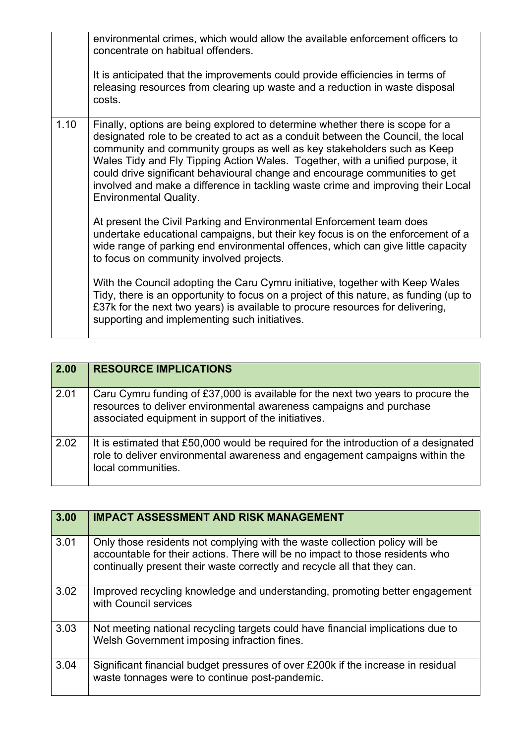| | |
|---|---|
| | environmental crimes, which would allow the available enforcement officers to concentrate on habitual offenders.<br><br>It is anticipated that the improvements could provide efficiencies in terms of releasing resources from clearing up waste and a reduction in waste disposal costs. |
| 1.10 | Finally, options are being explored to determine whether there is scope for a designated role to be created to act as a conduit between the Council, the local community and community groups as well as key stakeholders such as Keep Wales Tidy and Fly Tipping Action Wales. Together, with a unified purpose, it could drive significant behavioural change and encourage communities to get involved and make a difference in tackling waste crime and improving their Local Environmental Quality.<br><br>At present the Civil Parking and Environmental Enforcement team does undertake educational campaigns, but their key focus is on the enforcement of a wide range of parking end environmental offences, which can give little capacity to focus on community involved projects.<br><br>With the Council adopting the Caru Cymru initiative, together with Keep Wales Tidy, there is an opportunity to focus on a project of this nature, as funding (up to £37k for the next two years) is available to procure resources for delivering, supporting and implementing such initiatives. |

| **2.00** | **RESOURCE IMPLICATIONS** |
|---|---|
| 2.01 | Caru Cymru funding of £37,000 is available for the next two years to procure the resources to deliver environmental awareness campaigns and purchase associated equipment in support of the initiatives. |
| 2.02 | It is estimated that £50,000 would be required for the introduction of a designated role to deliver environmental awareness and engagement campaigns within the local communities. |

| **3.00** | **IMPACT ASSESSMENT AND RISK MANAGEMENT** |
|---|---|
| 3.01 | Only those residents not complying with the waste collection policy will be accountable for their actions. There will be no impact to those residents who continually present their waste correctly and recycle all that they can. |
| 3.02 | Improved recycling knowledge and understanding, promoting better engagement with Council services |
| 3.03 | Not meeting national recycling targets could have financial implications due to Welsh Government imposing infraction fines. |
| 3.04 | Significant financial budget pressures of over £200k if the increase in residual waste tonnages were to continue post-pandemic. |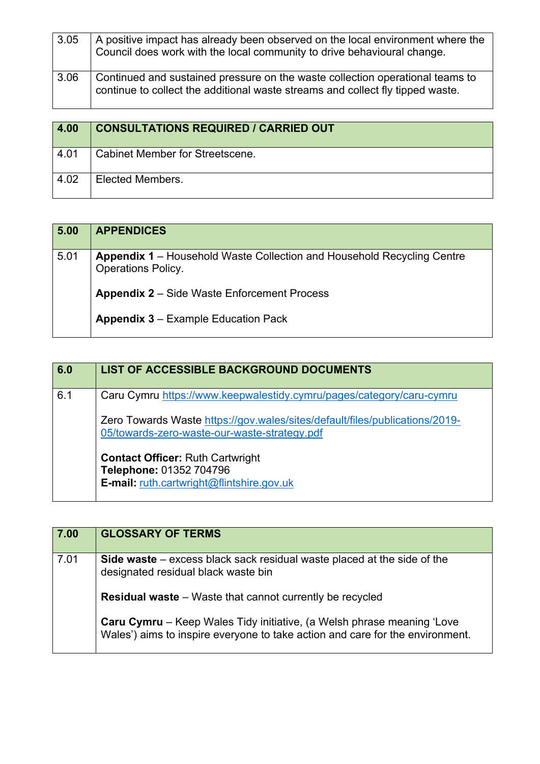| | |
|---|---|
| 3.05 | A positive impact has already been observed on the local environment where the Council does work with the local community to drive behavioural change. |
| 3.06 | Continued and sustained pressure on the waste collection operational teams to continue to collect the additional waste streams and collect fly tipped waste. |

| **4.00** | **CONSULTATIONS REQUIRED / CARRIED OUT** |
|---|---|
| 4.01 | Cabinet Member for Streetscene. |
| 4.02 | Elected Members. |

| **5.00** | **APPENDICES** |
|---|---|
| 5.01 | **Appendix 1** – Household Waste Collection and Household Recycling Centre Operations Policy.<br><br>**Appendix 2** – Side Waste Enforcement Process<br><br>**Appendix 3** – Example Education Pack |

| **6.0** | **LIST OF ACCESSIBLE BACKGROUND DOCUMENTS** |
|---|---|
| 6.1 | Caru Cymru https://www.keepwalestidy.cymru/pages/category/caru-cymru<br><br>Zero Towards Waste https://gov.wales/sites/default/files/publications/2019-05/towards-zero-waste-our-waste-strategy.pdf<br><br>**Contact Officer:** Ruth Cartwright<br>**Telephone:** 01352 704796<br>**E-mail:** ruth.cartwright@flintshire.gov.uk |

| **7.00** | **GLOSSARY OF TERMS** |
|---|---|
| 7.01 | **Side waste** – excess black sack residual waste placed at the side of the designated residual black waste bin<br><br>**Residual waste** – Waste that cannot currently be recycled<br><br>**Caru Cymru** – Keep Wales Tidy initiative, (a Welsh phrase meaning 'Love Wales') aims to inspire everyone to take action and care for the environment. |